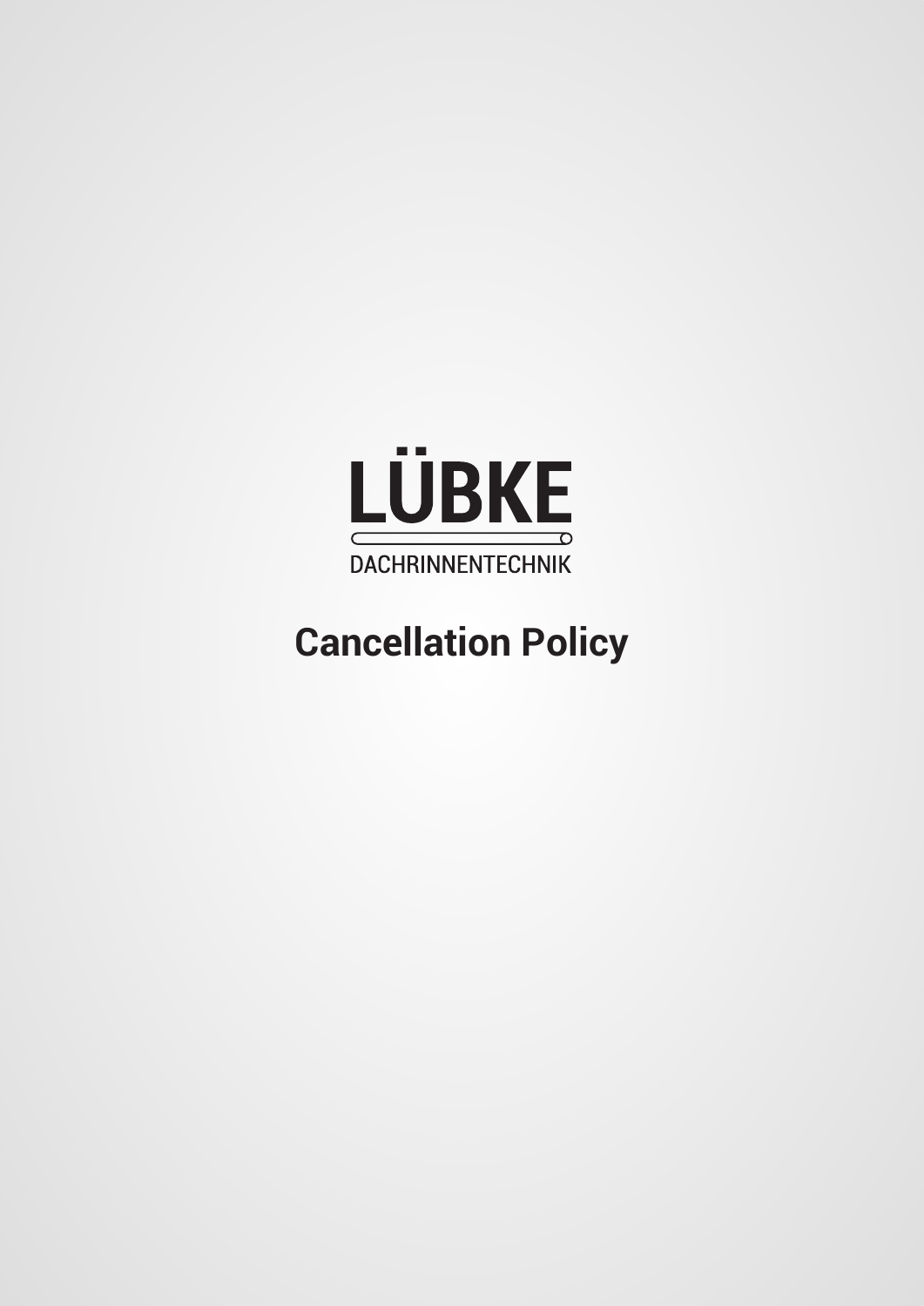LÜBKE

DACHRINNENTECHNIK

# Cancellation Policy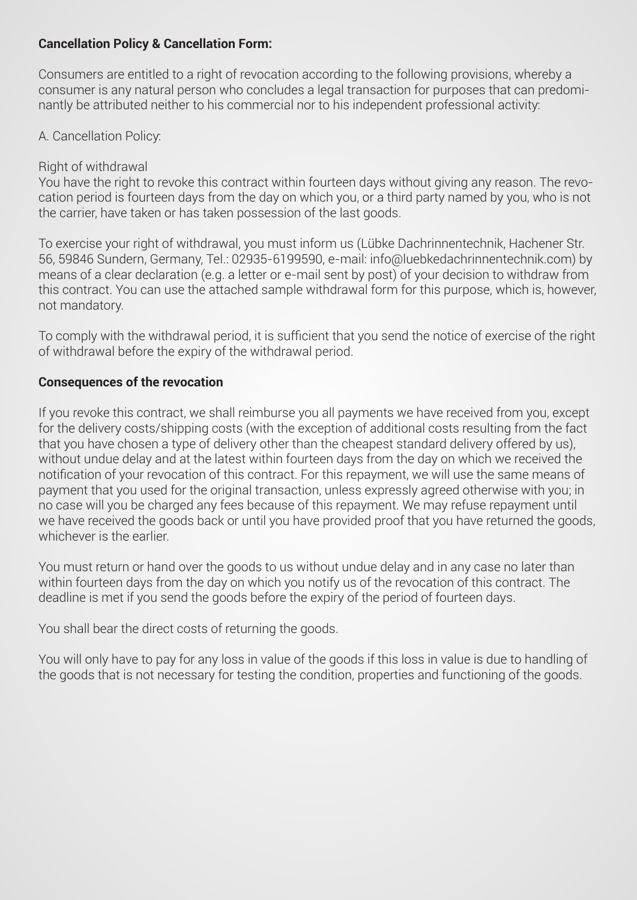**Cancellation Policy & Cancellation Form:**

Consumers are entitled to a right of revocation according to the following provisions, whereby a consumer is any natural person who concludes a legal transaction for purposes that can predominantly be attributed neither to his commercial nor to his independent professional activity:

A. Cancellation Policy:

Right of withdrawal
You have the right to revoke this contract within fourteen days without giving any reason. The revocation period is fourteen days from the day on which you, or a third party named by you, who is not the carrier, have taken or has taken possession of the last goods.

To exercise your right of withdrawal, you must inform us (Lübke Dachrinnentechnik, Hachener Str. 56, 59846 Sundern, Germany, Tel.: 02935-6199590, e-mail: info@luebkedachrinnentechnik.com) by means of a clear declaration (e.g. a letter or e-mail sent by post) of your decision to withdraw from this contract. You can use the attached sample withdrawal form for this purpose, which is, however, not mandatory.

To comply with the withdrawal period, it is sufficient that you send the notice of exercise of the right of withdrawal before the expiry of the withdrawal period.

**Consequences of the revocation**

If you revoke this contract, we shall reimburse you all payments we have received from you, except for the delivery costs/shipping costs (with the exception of additional costs resulting from the fact that you have chosen a type of delivery other than the cheapest standard delivery offered by us), without undue delay and at the latest within fourteen days from the day on which we received the notification of your revocation of this contract. For this repayment, we will use the same means of payment that you used for the original transaction, unless expressly agreed otherwise with you; in no case will you be charged any fees because of this repayment. We may refuse repayment until we have received the goods back or until you have provided proof that you have returned the goods, whichever is the earlier.

You must return or hand over the goods to us without undue delay and in any case no later than within fourteen days from the day on which you notify us of the revocation of this contract. The deadline is met if you send the goods before the expiry of the period of fourteen days.

You shall bear the direct costs of returning the goods.

You will only have to pay for any loss in value of the goods if this loss in value is due to handling of the goods that is not necessary for testing the condition, properties and functioning of the goods.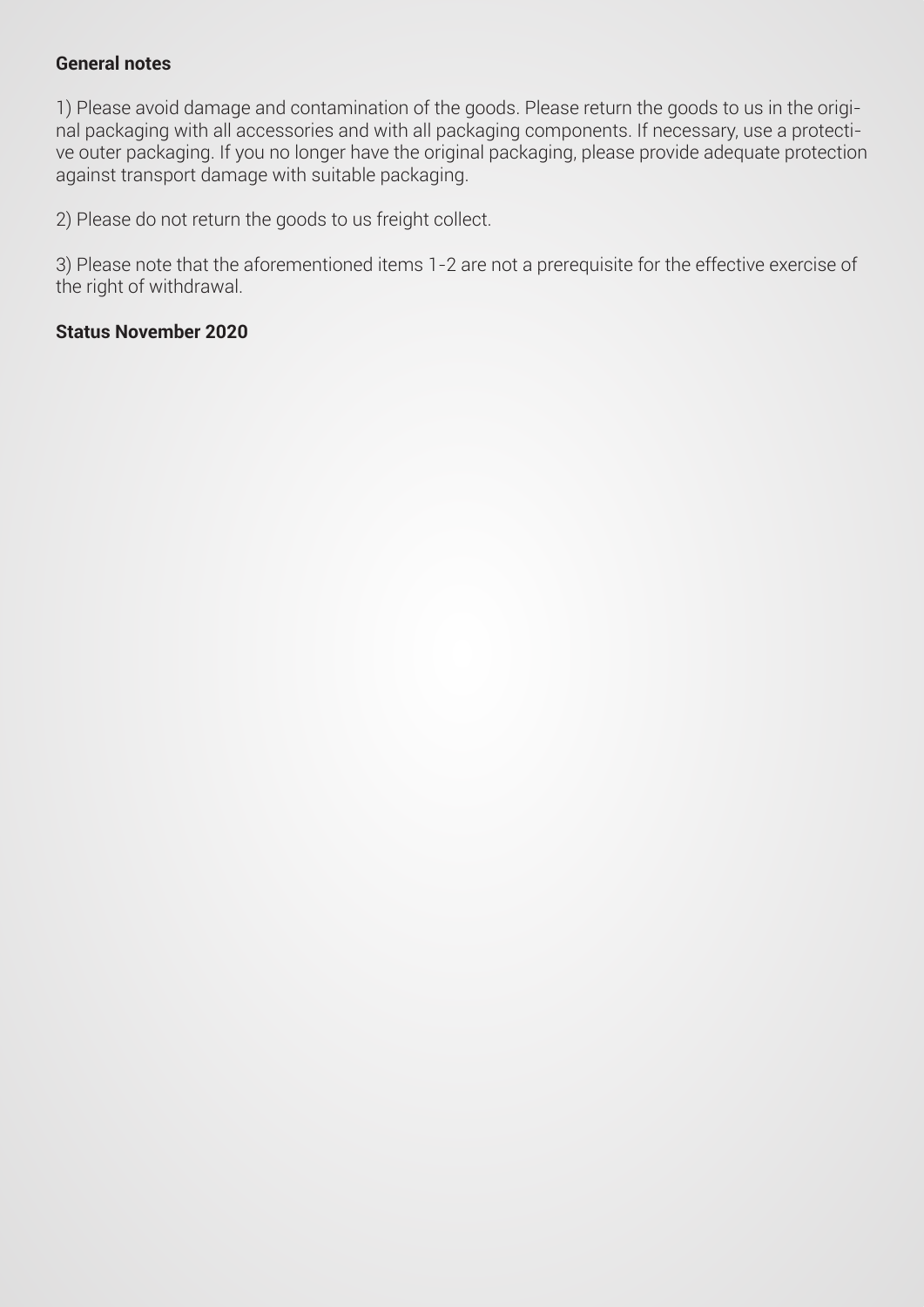**General notes**

1) Please avoid damage and contamination of the goods. Please return the goods to us in the original packaging with all accessories and with all packaging components. If necessary, use a protective outer packaging. If you no longer have the original packaging, please provide adequate protection against transport damage with suitable packaging.

2) Please do not return the goods to us freight collect.

3) Please note that the aforementioned items 1-2 are not a prerequisite for the effective exercise of the right of withdrawal.

**Status November 2020**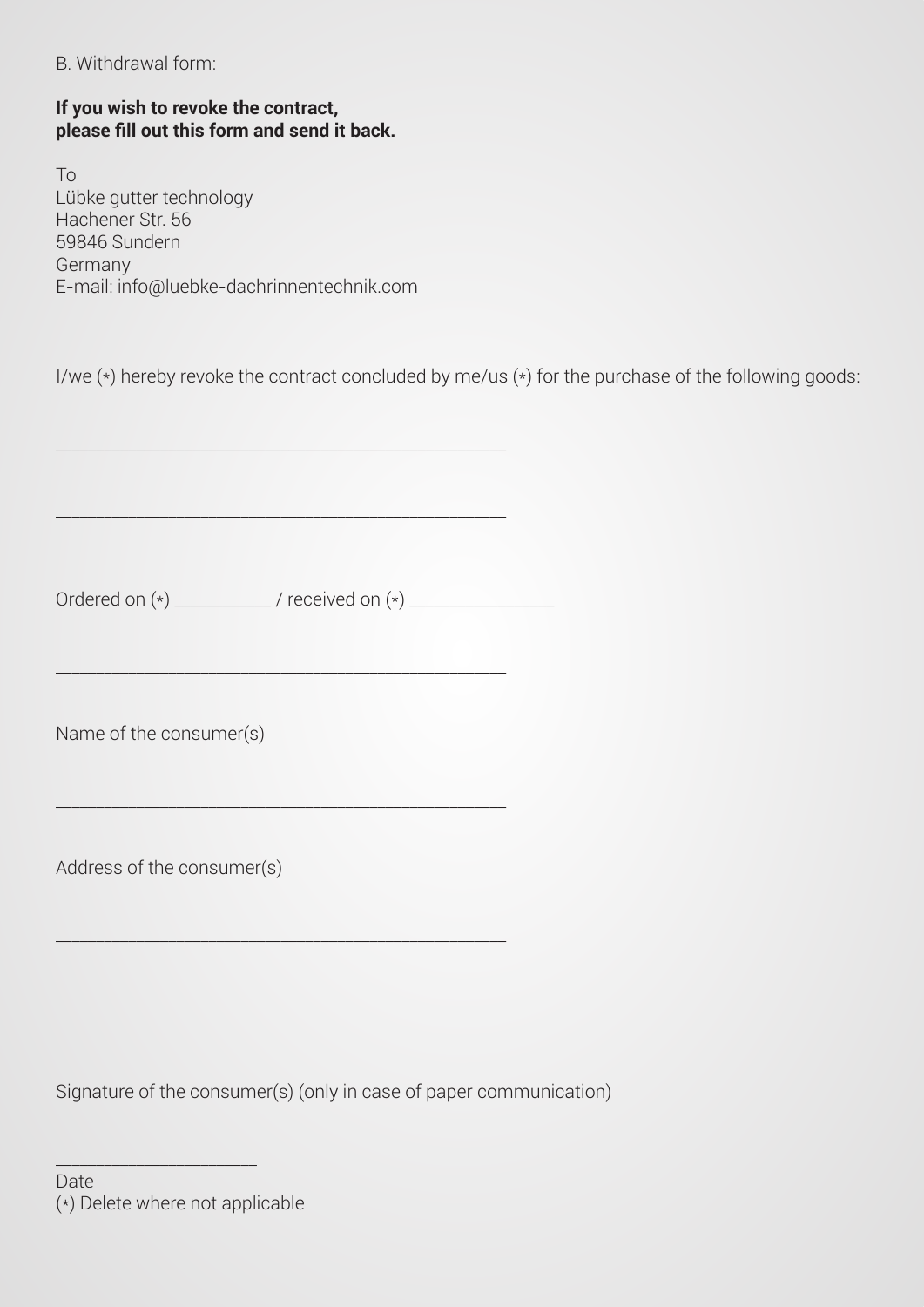B. Withdrawal form:

**If you wish to revoke the contract,
please fill out this form and send it back.**

To
Lübke gutter technology
Hachener Str. 56
59846 Sundern
Germany
E-mail: info@luebke-dachrinnentechnik.com

I/we (*) hereby revoke the contract concluded by me/us (*) for the purchase of the following goods:

______________________________________________

______________________________________________

Ordered on (*) __________ / received on (*) ______________

______________________________________________

Name of the consumer(s)

______________________________________________

Address of the consumer(s)

______________________________________________

Signature of the consumer(s) (only in case of paper communication)

____________________

Date

(*) Delete where not applicable